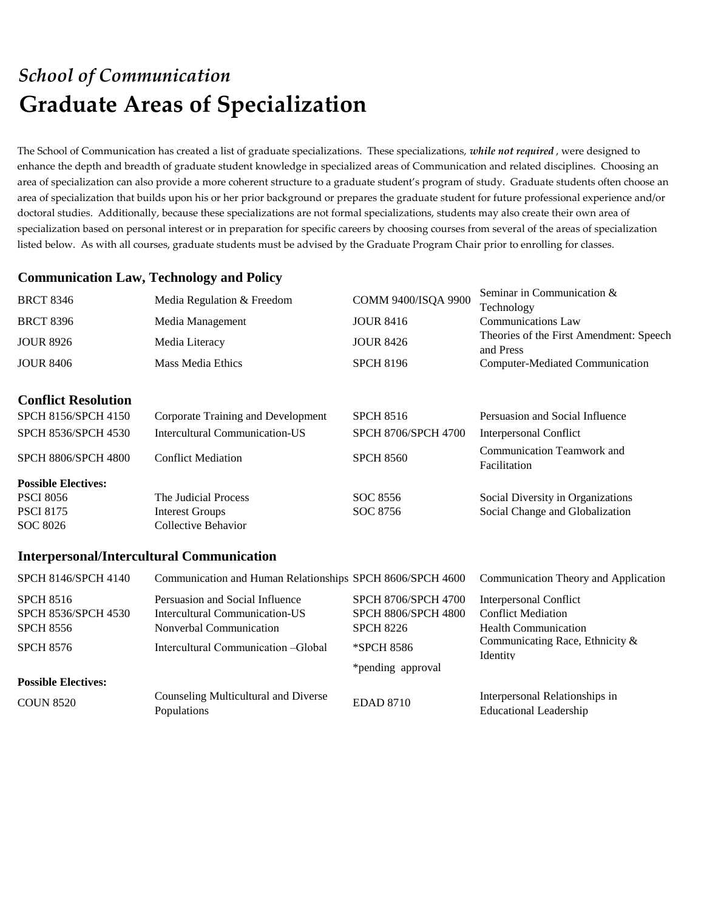## *School of Communication*

# Graduate Areas of Specialization

The School of Communication has created a list of graduate specializations. These specializations, ***while not required***, were designed to enhance the depth and breadth of graduate student knowledge in specialized areas of Communication and related disciplines. Choosing an area of specialization can also provide a more coherent structure to a graduate student's program of study. Graduate students often choose an area of specialization that builds upon his or her prior background or prepares the graduate student for future professional experience and/or doctoral studies. Additionally, because these specializations are not formal specializations, students may also create their own area of specialization based on personal interest or in preparation for specific careers by choosing courses from several of the areas of specialization listed below. As with all courses, graduate students must be advised by the Graduate Program Chair prior to enrolling for classes.

### Communication Law, Technology and Policy

| | | | |
|---|---|---|---|
| BRCT 8346 | Media Regulation & Freedom | COMM 9400/ISQA 9900 | Seminar in Communication & Technology |
| BRCT 8396 | Media Management | JOUR 8416 | Communications Law |
| JOUR 8926 | Media Literacy | JOUR 8426 | Theories of the First Amendment: Speech and Press |
| JOUR 8406 | Mass Media Ethics | SPCH 8196 | Computer-Mediated Communication |

### Conflict Resolution

| | | | |
|---|---|---|---|
| SPCH 8156/SPCH 4150 | Corporate Training and Development | SPCH 8516 | Persuasion and Social Influence |
| SPCH 8536/SPCH 4530 | Intercultural Communication-US | SPCH 8706/SPCH 4700 | Interpersonal Conflict |
| SPCH 8806/SPCH 4800 | Conflict Mediation | SPCH 8560 | Communication Teamwork and Facilitation |

**Possible Electives:**

| | | | |
|---|---|---|---|
| PSCI 8056 | The Judicial Process | SOC 8556 | Social Diversity in Organizations |
| PSCI 8175 | Interest Groups | SOC 8756 | Social Change and Globalization |
| SOC 8026 | Collective Behavior | | |

### Interpersonal/Intercultural Communication

| | | | |
|---|---|---|---|
| SPCH 8146/SPCH 4140 | Communication and Human Relationships | SPCH 8606/SPCH 4600 | Communication Theory and Application |
| SPCH 8516 | Persuasion and Social Influence | SPCH 8706/SPCH 4700 | Interpersonal Conflict |
| SPCH 8536/SPCH 4530 | Intercultural Communication-US | SPCH 8806/SPCH 4800 | Conflict Mediation |
| SPCH 8556 | Nonverbal Communication | SPCH 8226 | Health Communication |
| SPCH 8576 | Intercultural Communication –Global | *SPCH 8586 | Communicating Race, Ethnicity & Identity |
| | | *pending approval | |

**Possible Electives:**

| | | | |
|---|---|---|---|
| COUN 8520 | Counseling Multicultural and Diverse Populations | EDAD 8710 | Interpersonal Relationships in Educational Leadership |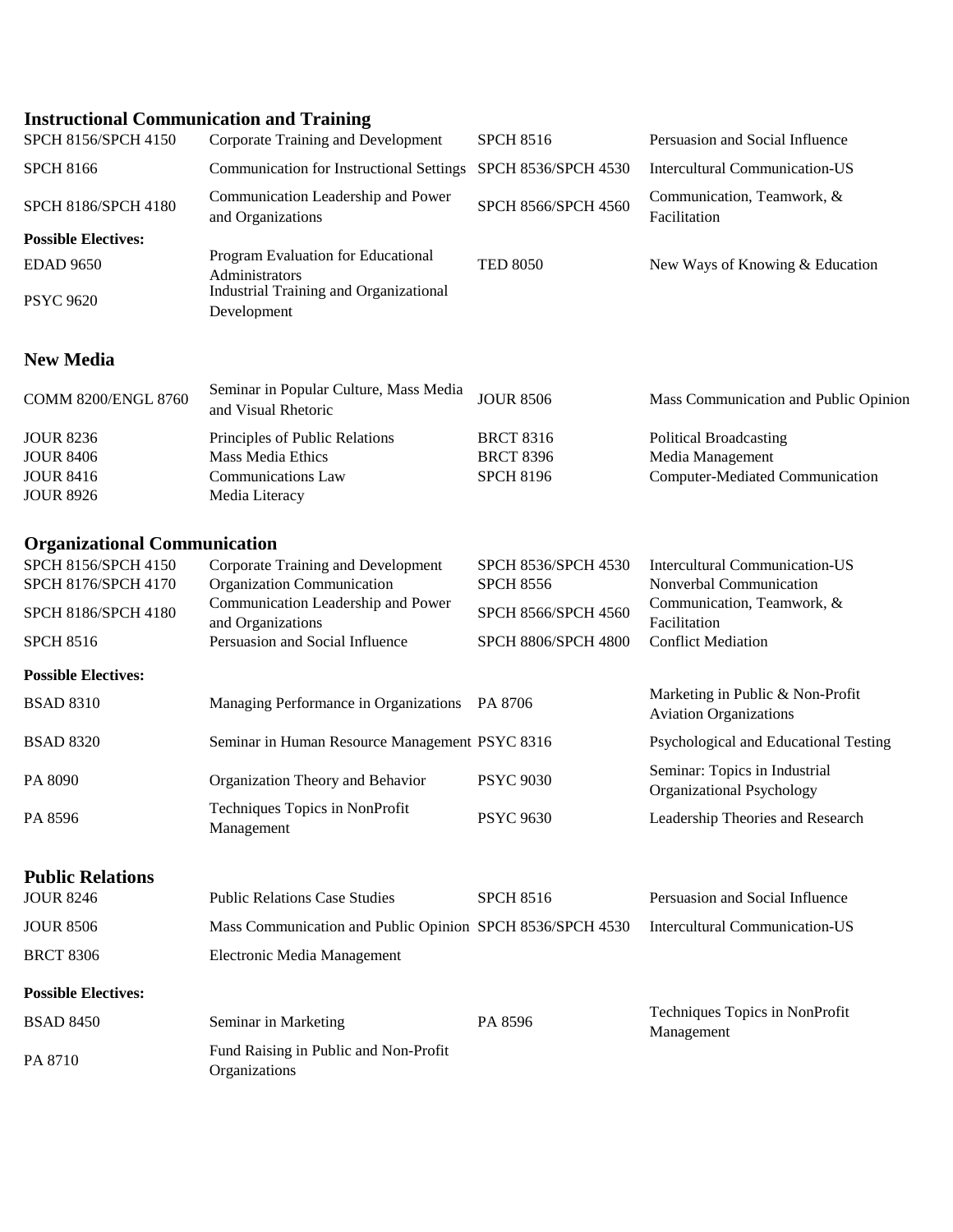## Instructional Communication and Training

| | | | |
|---|---|---|---|
| SPCH 8156/SPCH 4150 | Corporate Training and Development | SPCH 8516 | Persuasion and Social Influence |
| SPCH 8166 | Communication for Instructional Settings | SPCH 8536/SPCH 4530 | Intercultural Communication-US |
| SPCH 8186/SPCH 4180 | Communication Leadership and Power and Organizations | SPCH 8566/SPCH 4560 | Communication, Teamwork, & Facilitation |
| **Possible Electives:** | | | |
| EDAD 9650 | Program Evaluation for Educational Administrators | TED 8050 | New Ways of Knowing & Education |
| PSYC 9620 | Industrial Training and Organizational Development | | |

## New Media

| | | | |
|---|---|---|---|
| COMM 8200/ENGL 8760 | Seminar in Popular Culture, Mass Media and Visual Rhetoric | JOUR 8506 | Mass Communication and Public Opinion |
| JOUR 8236 | Principles of Public Relations | BRCT 8316 | Political Broadcasting |
| JOUR 8406 | Mass Media Ethics | BRCT 8396 | Media Management |
| JOUR 8416 | Communications Law | SPCH 8196 | Computer-Mediated Communication |
| JOUR 8926 | Media Literacy | | |

## Organizational Communication

| | | | |
|---|---|---|---|
| SPCH 8156/SPCH 4150 | Corporate Training and Development | SPCH 8536/SPCH 4530 | Intercultural Communication-US |
| SPCH 8176/SPCH 4170 | Organization Communication | SPCH 8556 | Nonverbal Communication |
| SPCH 8186/SPCH 4180 | Communication Leadership and Power and Organizations | SPCH 8566/SPCH 4560 | Communication, Teamwork, & Facilitation |
| SPCH 8516 | Persuasion and Social Influence | SPCH 8806/SPCH 4800 | Conflict Mediation |
| **Possible Electives:** | | | |
| BSAD 8310 | Managing Performance in Organizations | PA 8706 | Marketing in Public & Non-Profit Aviation Organizations |
| BSAD 8320 | Seminar in Human Resource Management | PSYC 8316 | Psychological and Educational Testing |
| PA 8090 | Organization Theory and Behavior | PSYC 9030 | Seminar: Topics in Industrial Organizational Psychology |
| PA 8596 | Techniques Topics in NonProfit Management | PSYC 9630 | Leadership Theories and Research |

## Public Relations

| | | | |
|---|---|---|---|
| JOUR 8246 | Public Relations Case Studies | SPCH 8516 | Persuasion and Social Influence |
| JOUR 8506 | Mass Communication and Public Opinion | SPCH 8536/SPCH 4530 | Intercultural Communication-US |
| BRCT 8306 | Electronic Media Management | | |
| **Possible Electives:** | | | |
| BSAD 8450 | Seminar in Marketing | PA 8596 | Techniques Topics in NonProfit Management |
| PA 8710 | Fund Raising in Public and Non-Profit Organizations | | |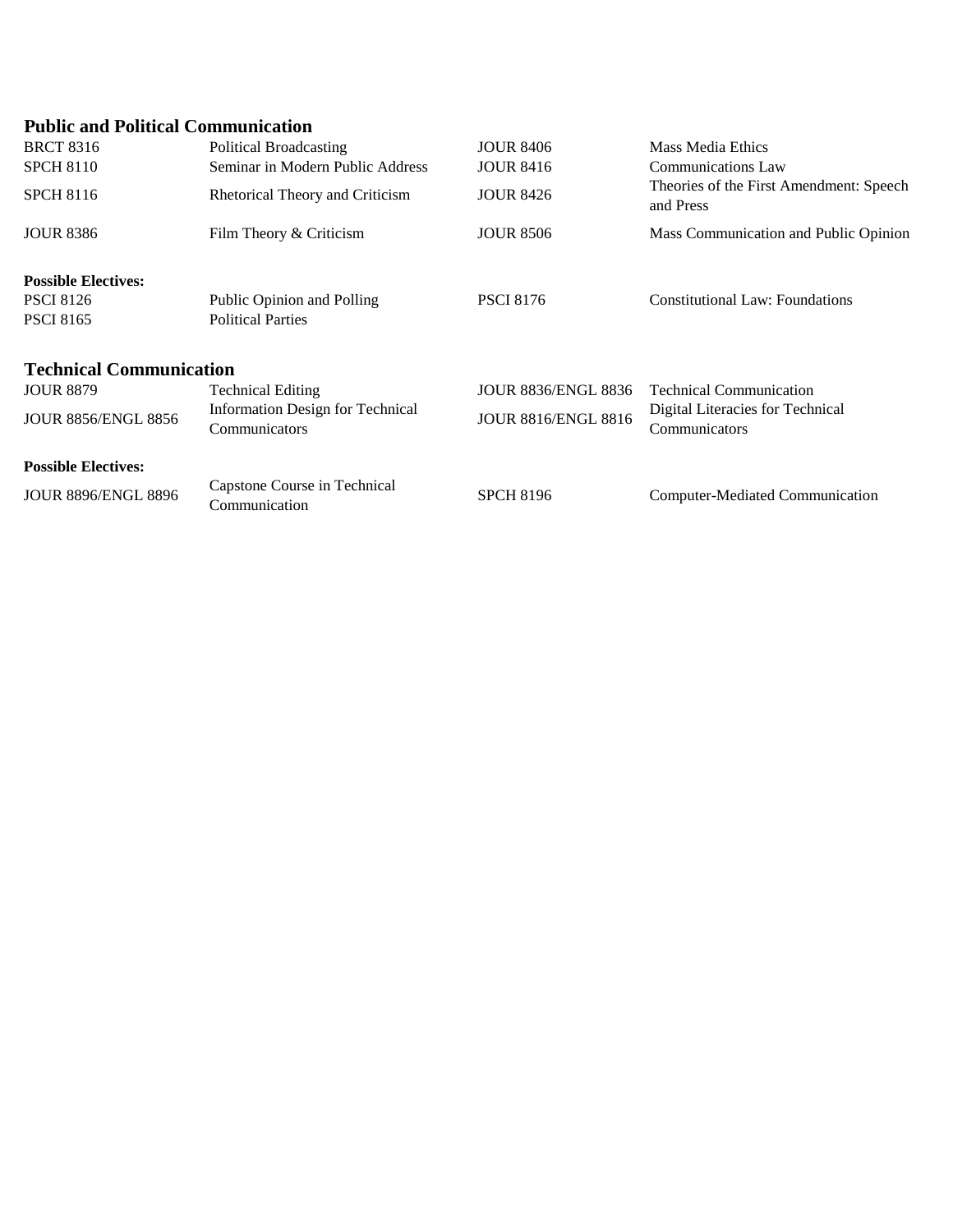## Public and Political Communication

| | | | |
|---|---|---|---|
| BRCT 8316 | Political Broadcasting | JOUR 8406 | Mass Media Ethics |
| SPCH 8110 | Seminar in Modern Public Address | JOUR 8416 | Communications Law |
| SPCH 8116 | Rhetorical Theory and Criticism | JOUR 8426 | Theories of the First Amendment: Speech and Press |
| JOUR 8386 | Film Theory & Criticism | JOUR 8506 | Mass Communication and Public Opinion |

**Possible Electives:**

| | | | |
|---|---|---|---|
| PSCI 8126 | Public Opinion and Polling | PSCI 8176 | Constitutional Law: Foundations |
| PSCI 8165 | Political Parties | | |

## Technical Communication

| | | | |
|---|---|---|---|
| JOUR 8879 | Technical Editing | JOUR 8836/ENGL 8836 | Technical Communication |
| JOUR 8856/ENGL 8856 | Information Design for Technical Communicators | JOUR 8816/ENGL 8816 | Digital Literacies for Technical Communicators |

**Possible Electives:**

| | | | |
|---|---|---|---|
| JOUR 8896/ENGL 8896 | Capstone Course in Technical Communication | SPCH 8196 | Computer-Mediated Communication |